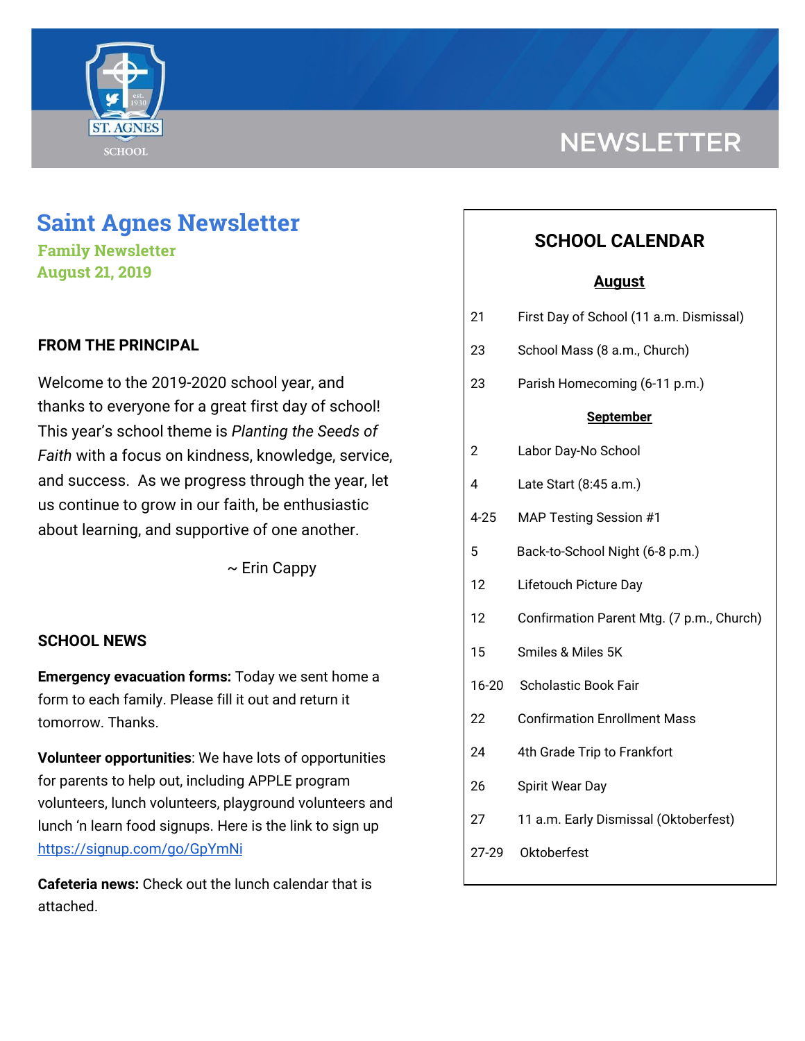NEWSLETTER

# Saint Agnes Newsletter

**Family Newsletter**
**August 21, 2019**

## FROM THE PRINCIPAL

Welcome to the 2019-2020 school year, and thanks to everyone for a great first day of school! This year's school theme is *Planting the Seeds of Faith* with a focus on kindness, knowledge, service, and success. As we progress through the year, let us continue to grow in our faith, be enthusiastic about learning, and supportive of one another.

~ Erin Cappy

## SCHOOL NEWS

**Emergency evacuation forms:** Today we sent home a form to each family. Please fill it out and return it tomorrow. Thanks.

**Volunteer opportunities**: We have lots of opportunities for parents to help out, including APPLE program volunteers, lunch volunteers, playground volunteers and lunch 'n learn food signups. Here is the link to sign up https://signup.com/go/GpYmNi

**Cafeteria news:** Check out the lunch calendar that is attached.

## SCHOOL CALENDAR

### August

| | |
|---|---|
| 21 | First Day of School (11 a.m. Dismissal) |
| 23 | School Mass (8 a.m., Church) |
| 23 | Parish Homecoming (6-11 p.m.) |

### September

| | |
|---|---|
| 2 | Labor Day-No School |
| 4 | Late Start (8:45 a.m.) |
| 4-25 | MAP Testing Session #1 |
| 5 | Back-to-School Night (6-8 p.m.) |
| 12 | Lifetouch Picture Day |
| 12 | Confirmation Parent Mtg. (7 p.m., Church) |
| 15 | Smiles & Miles 5K |
| 16-20 | Scholastic Book Fair |
| 22 | Confirmation Enrollment Mass |
| 24 | 4th Grade Trip to Frankfort |
| 26 | Spirit Wear Day |
| 27 | 11 a.m. Early Dismissal (Oktoberfest) |
| 27-29 | Oktoberfest |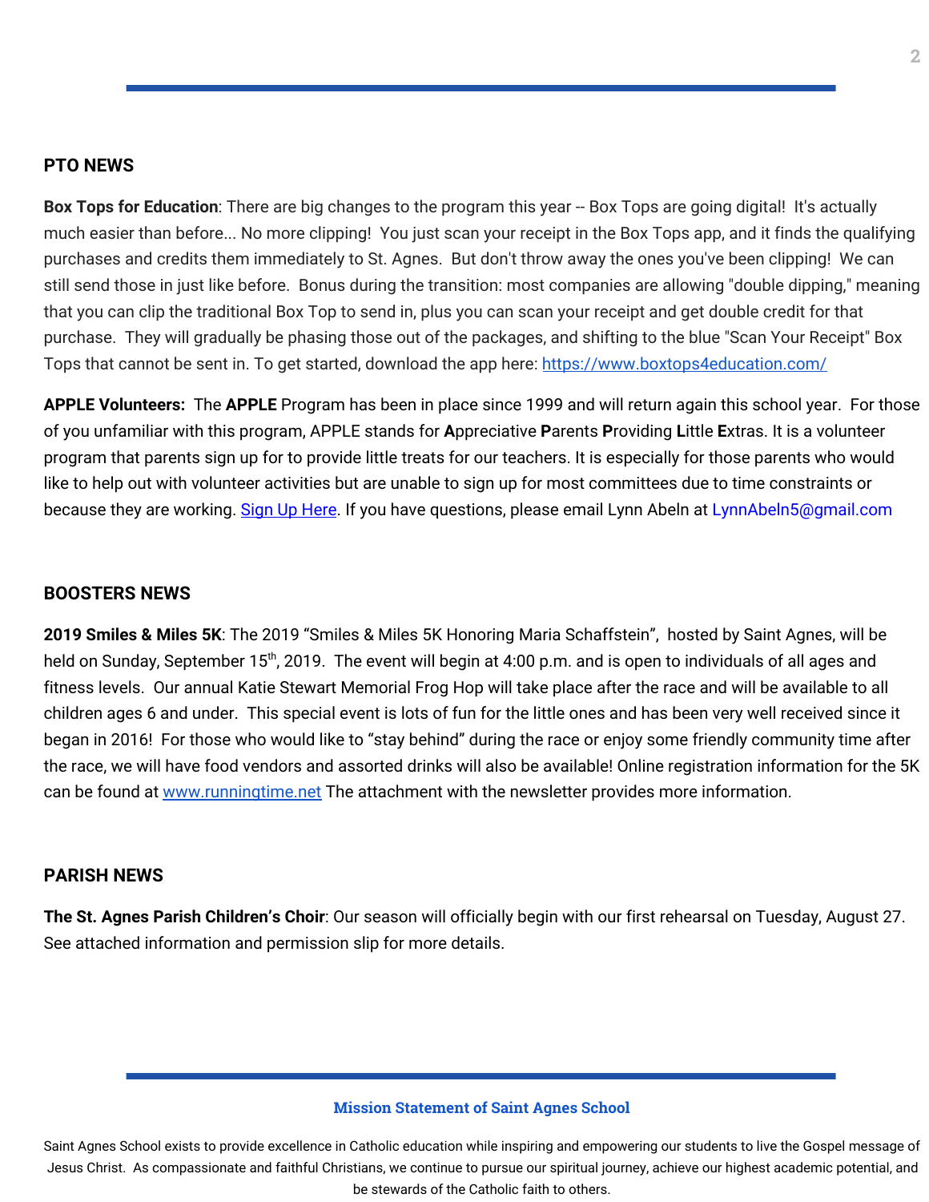## PTO NEWS

**Box Tops for Education**: There are big changes to the program this year -- Box Tops are going digital! It's actually much easier than before... No more clipping! You just scan your receipt in the Box Tops app, and it finds the qualifying purchases and credits them immediately to St. Agnes. But don't throw away the ones you've been clipping! We can still send those in just like before. Bonus during the transition: most companies are allowing "double dipping," meaning that you can clip the traditional Box Top to send in, plus you can scan your receipt and get double credit for that purchase. They will gradually be phasing those out of the packages, and shifting to the blue "Scan Your Receipt" Box Tops that cannot be sent in. To get started, download the app here: [https://www.boxtops4education.com/](https://www.boxtops4education.com/)

**APPLE Volunteers:** The **APPLE** Program has been in place since 1999 and will return again this school year. For those of you unfamiliar with this program, APPLE stands for **A**ppreciative **P**arents **P**roviding **L**ittle **E**xtras. It is a volunteer program that parents sign up for to provide little treats for our teachers. It is especially for those parents who would like to help out with volunteer activities but are unable to sign up for most committees due to time constraints or because they are working. Sign Up Here. If you have questions, please email Lynn Abeln at LynnAbeln5@gmail.com

## BOOSTERS NEWS

**2019 Smiles & Miles 5K**: The 2019 "Smiles & Miles 5K Honoring Maria Schaffstein", hosted by Saint Agnes, will be held on Sunday, September 15th, 2019. The event will begin at 4:00 p.m. and is open to individuals of all ages and fitness levels. Our annual Katie Stewart Memorial Frog Hop will take place after the race and will be available to all children ages 6 and under. This special event is lots of fun for the little ones and has been very well received since it began in 2016! For those who would like to "stay behind" during the race or enjoy some friendly community time after the race, we will have food vendors and assorted drinks will also be available! Online registration information for the 5K can be found at [www.runningtime.net](http://www.runningtime.net) The attachment with the newsletter provides more information.

## PARISH NEWS

**The St. Agnes Parish Children's Choir**: Our season will officially begin with our first rehearsal on Tuesday, August 27. See attached information and permission slip for more details.

---

**Mission Statement of Saint Agnes School**

Saint Agnes School exists to provide excellence in Catholic education while inspiring and empowering our students to live the Gospel message of Jesus Christ. As compassionate and faithful Christians, we continue to pursue our spiritual journey, achieve our highest academic potential, and be stewards of the Catholic faith to others.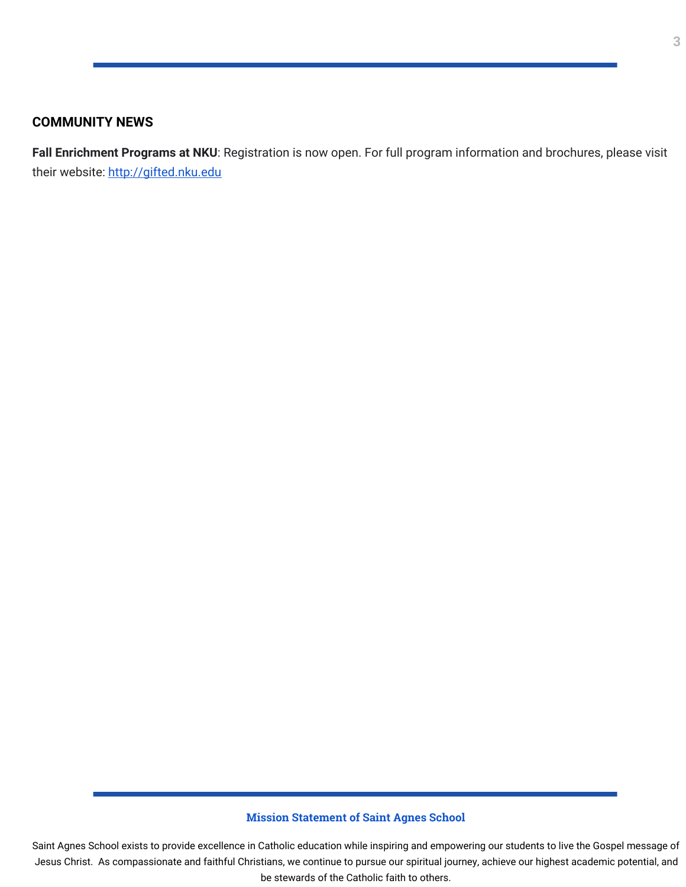## COMMUNITY NEWS

**Fall Enrichment Programs at NKU**: Registration is now open. For full program information and brochures, please visit their website: [http://gifted.nku.edu](http://gifted.nku.edu)

### Mission Statement of Saint Agnes School

Saint Agnes School exists to provide excellence in Catholic education while inspiring and empowering our students to live the Gospel message of Jesus Christ. As compassionate and faithful Christians, we continue to pursue our spiritual journey, achieve our highest academic potential, and be stewards of the Catholic faith to others.